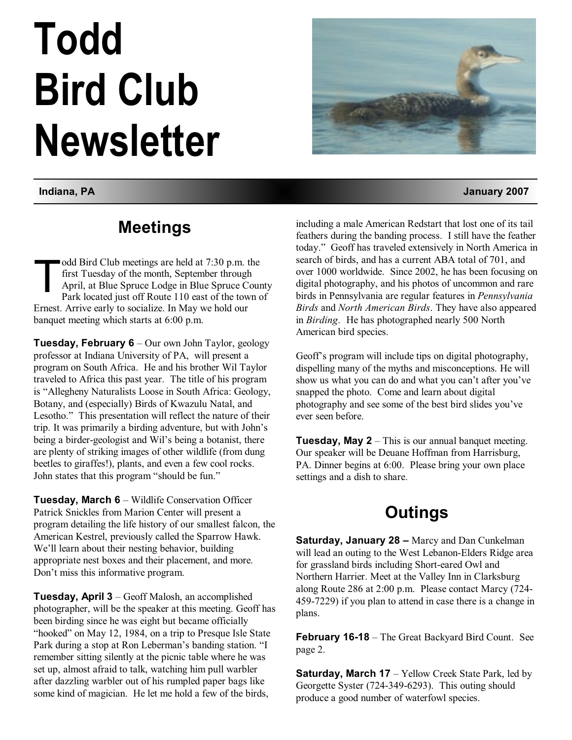# Todd Bird Club Newsletter

**Indiana, PA** — **January 2007**

## Meetings

Todd Bird Club meetings are held at 7:30 p.m. the first Tuesday of the month, September through April, at Blue Spruce Lodge in Blue Spruce County Park located just off Route 110 east of the town of Ernest. Arrive early to socialize. In May we hold our banquet meeting which starts at 6:00 p.m.

**Tuesday, February 6** – Our own John Taylor, geology professor at Indiana University of PA, will present a program on South Africa. He and his brother Wil Taylor traveled to Africa this past year. The title of his program is "Allegheny Naturalists Loose in South Africa: Geology, Botany, and (especially) Birds of Kwazulu Natal, and Lesotho." This presentation will reflect the nature of their trip. It was primarily a birding adventure, but with John's being a birder-geologist and Wil's being a botanist, there are plenty of striking images of other wildlife (from dung beetles to giraffes!), plants, and even a few cool rocks. John states that this program "should be fun."

**Tuesday, March 6** – Wildlife Conservation Officer Patrick Snickles from Marion Center will present a program detailing the life history of our smallest falcon, the American Kestrel, previously called the Sparrow Hawk. We'll learn about their nesting behavior, building appropriate nest boxes and their placement, and more. Don't miss this informative program.

**Tuesday, April 3** – Geoff Malosh, an accomplished photographer, will be the speaker at this meeting. Geoff has been birding since he was eight but became officially "hooked" on May 12, 1984, on a trip to Presque Isle State Park during a stop at Ron Leberman's banding station. "I remember sitting silently at the picnic table where he was set up, almost afraid to talk, watching him pull warbler after dazzling warbler out of his rumpled paper bags like some kind of magician. He let me hold a few of the birds, including a male American Redstart that lost one of its tail feathers during the banding process. I still have the feather today." Geoff has traveled extensively in North America in search of birds, and has a current ABA total of 701, and over 1000 worldwide. Since 2002, he has been focusing on digital photography, and his photos of uncommon and rare birds in Pennsylvania are regular features in *Pennsylvania Birds* and *North American Birds*. They have also appeared in *Birding*. He has photographed nearly 500 North American bird species.

Geoff's program will include tips on digital photography, dispelling many of the myths and misconceptions. He will show us what you can do and what you can't after you've snapped the photo. Come and learn about digital photography and see some of the best bird slides you've ever seen before.

**Tuesday, May 2** – This is our annual banquet meeting. Our speaker will be Deuane Hoffman from Harrisburg, PA. Dinner begins at 6:00. Please bring your own place settings and a dish to share.

## Outings

**Saturday, January 28 –** Marcy and Dan Cunkelman will lead an outing to the West Lebanon-Elders Ridge area for grassland birds including Short-eared Owl and Northern Harrier. Meet at the Valley Inn in Clarksburg along Route 286 at 2:00 p.m. Please contact Marcy (724-459-7229) if you plan to attend in case there is a change in plans.

**February 16-18** – The Great Backyard Bird Count. See page 2.

**Saturday, March 17** – Yellow Creek State Park, led by Georgette Syster (724-349-6293). This outing should produce a good number of waterfowl species.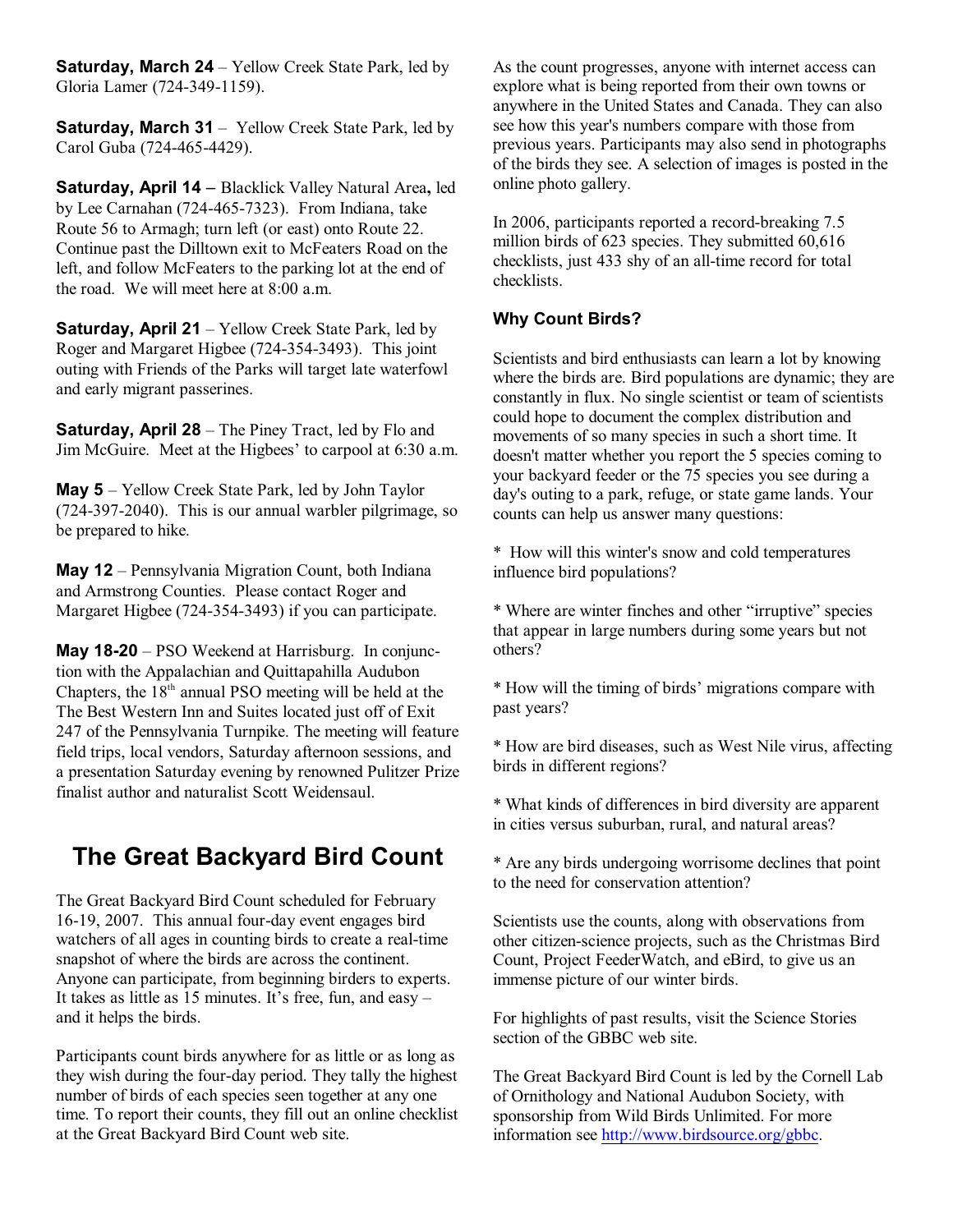**Saturday, March 24** – Yellow Creek State Park, led by Gloria Lamer (724-349-1159).

**Saturday, March 31** – Yellow Creek State Park, led by Carol Guba (724-465-4429).

**Saturday, April 14 –** Blacklick Valley Natural Area**,** led by Lee Carnahan (724-465-7323). From Indiana, take Route 56 to Armagh; turn left (or east) onto Route 22. Continue past the Dilltown exit to McFeaters Road on the left, and follow McFeaters to the parking lot at the end of the road. We will meet here at 8:00 a.m.

**Saturday, April 21** – Yellow Creek State Park, led by Roger and Margaret Higbee (724-354-3493). This joint outing with Friends of the Parks will target late waterfowl and early migrant passerines.

**Saturday, April 28** – The Piney Tract, led by Flo and Jim McGuire. Meet at the Higbees' to carpool at 6:30 a.m.

**May 5** – Yellow Creek State Park, led by John Taylor (724-397-2040). This is our annual warbler pilgrimage, so be prepared to hike.

**May 12** – Pennsylvania Migration Count, both Indiana and Armstrong Counties. Please contact Roger and Margaret Higbee (724-354-3493) if you can participate.

**May 18-20** – PSO Weekend at Harrisburg. In conjunction with the Appalachian and Quittapahilla Audubon Chapters, the 18th annual PSO meeting will be held at the The Best Western Inn and Suites located just off of Exit 247 of the Pennsylvania Turnpike. The meeting will feature field trips, local vendors, Saturday afternoon sessions, and a presentation Saturday evening by renowned Pulitzer Prize finalist author and naturalist Scott Weidensaul.

# The Great Backyard Bird Count

The Great Backyard Bird Count scheduled for February 16-19, 2007. This annual four-day event engages bird watchers of all ages in counting birds to create a real-time snapshot of where the birds are across the continent. Anyone can participate, from beginning birders to experts. It takes as little as 15 minutes. It's free, fun, and easy – and it helps the birds.

Participants count birds anywhere for as little or as long as they wish during the four-day period. They tally the highest number of birds of each species seen together at any one time. To report their counts, they fill out an online checklist at the Great Backyard Bird Count web site.

As the count progresses, anyone with internet access can explore what is being reported from their own towns or anywhere in the United States and Canada. They can also see how this year's numbers compare with those from previous years. Participants may also send in photographs of the birds they see. A selection of images is posted in the online photo gallery.

In 2006, participants reported a record-breaking 7.5 million birds of 623 species. They submitted 60,616 checklists, just 433 shy of an all-time record for total checklists.

### Why Count Birds?

Scientists and bird enthusiasts can learn a lot by knowing where the birds are. Bird populations are dynamic; they are constantly in flux. No single scientist or team of scientists could hope to document the complex distribution and movements of so many species in such a short time. It doesn't matter whether you report the 5 species coming to your backyard feeder or the 75 species you see during a day's outing to a park, refuge, or state game lands. Your counts can help us answer many questions:

* How will this winter's snow and cold temperatures influence bird populations?

* Where are winter finches and other "irruptive" species that appear in large numbers during some years but not others?

* How will the timing of birds' migrations compare with past years?

* How are bird diseases, such as West Nile virus, affecting birds in different regions?

* What kinds of differences in bird diversity are apparent in cities versus suburban, rural, and natural areas?

* Are any birds undergoing worrisome declines that point to the need for conservation attention?

Scientists use the counts, along with observations from other citizen-science projects, such as the Christmas Bird Count, Project FeederWatch, and eBird, to give us an immense picture of our winter birds.

For highlights of past results, visit the Science Stories section of the GBBC web site.

The Great Backyard Bird Count is led by the Cornell Lab of Ornithology and National Audubon Society, with sponsorship from Wild Birds Unlimited. For more information see http://www.birdsource.org/gbbc.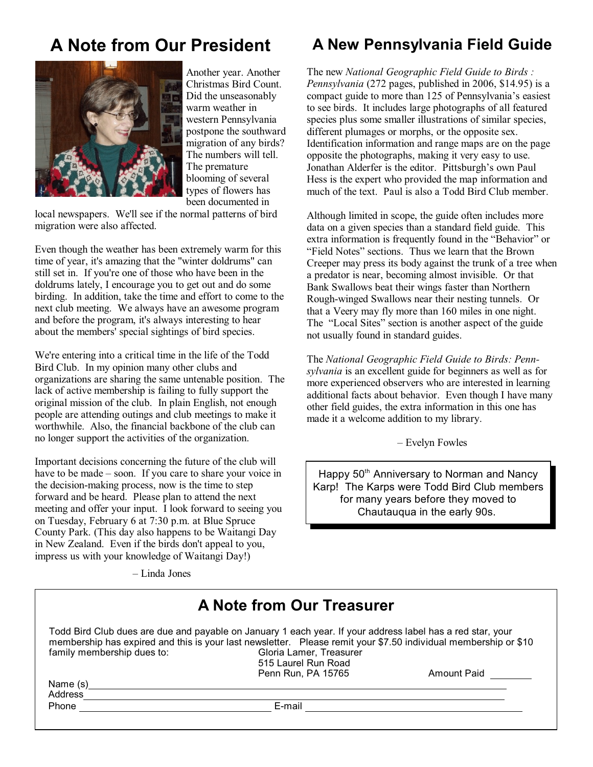## A Note from Our President

Another year. Another Christmas Bird Count. Did the unseasonably warm weather in western Pennsylvania postpone the southward migration of any birds? The numbers will tell. The premature blooming of several types of flowers has been documented in local newspapers. We'll see if the normal patterns of bird migration were also affected.

Even though the weather has been extremely warm for this time of year, it's amazing that the "winter doldrums" can still set in. If you're one of those who have been in the doldrums lately, I encourage you to get out and do some birding. In addition, take the time and effort to come to the next club meeting. We always have an awesome program and before the program, it's always interesting to hear about the members' special sightings of bird species.

We're entering into a critical time in the life of the Todd Bird Club. In my opinion many other clubs and organizations are sharing the same untenable position. The lack of active membership is failing to fully support the original mission of the club. In plain English, not enough people are attending outings and club meetings to make it worthwhile. Also, the financial backbone of the club can no longer support the activities of the organization.

Important decisions concerning the future of the club will have to be made – soon. If you care to share your voice in the decision-making process, now is the time to step forward and be heard. Please plan to attend the next meeting and offer your input. I look forward to seeing you on Tuesday, February 6 at 7:30 p.m. at Blue Spruce County Park. (This day also happens to be Waitangi Day in New Zealand. Even if the birds don't appeal to you, impress us with your knowledge of Waitangi Day!)

– Linda Jones

## A New Pennsylvania Field Guide

The new *National Geographic Field Guide to Birds : Pennsylvania* (272 pages, published in 2006, $14.95) is a compact guide to more than 125 of Pennsylvania's easiest to see birds. It includes large photographs of all featured species plus some smaller illustrations of similar species, different plumages or morphs, or the opposite sex. Identification information and range maps are on the page opposite the photographs, making it very easy to use. Jonathan Alderfer is the editor. Pittsburgh's own Paul Hess is the expert who provided the map information and much of the text. Paul is also a Todd Bird Club member.

Although limited in scope, the guide often includes more data on a given species than a standard field guide. This extra information is frequently found in the "Behavior" or "Field Notes" sections. Thus we learn that the Brown Creeper may press its body against the trunk of a tree when a predator is near, becoming almost invisible. Or that Bank Swallows beat their wings faster than Northern Rough-winged Swallows near their nesting tunnels. Or that a Veery may fly more than 160 miles in one night. The "Local Sites" section is another aspect of the guide not usually found in standard guides.

The *National Geographic Field Guide to Birds: Pennsylvania* is an excellent guide for beginners as well as for more experienced observers who are interested in learning additional facts about behavior. Even though I have many other field guides, the extra information in this one has made it a welcome addition to my library.

– Evelyn Fowles

Happy 50th Anniversary to Norman and Nancy Karp! The Karps were Todd Bird Club members for many years before they moved to Chautauqua in the early 90s.

## A Note from Our Treasurer

Todd Bird Club dues are due and payable on January 1 each year. If your address label has a red star, your membership has expired and this is your last newsletter. Please remit your $7.50 individual membership or $10 family membership dues to:

Gloria Lamer, Treasurer
515 Laurel Run Road
Penn Run, PA 15765

Amount Paid ________

Name (s) ____________________

Address ____________________

Phone ____________________ E-mail ____________________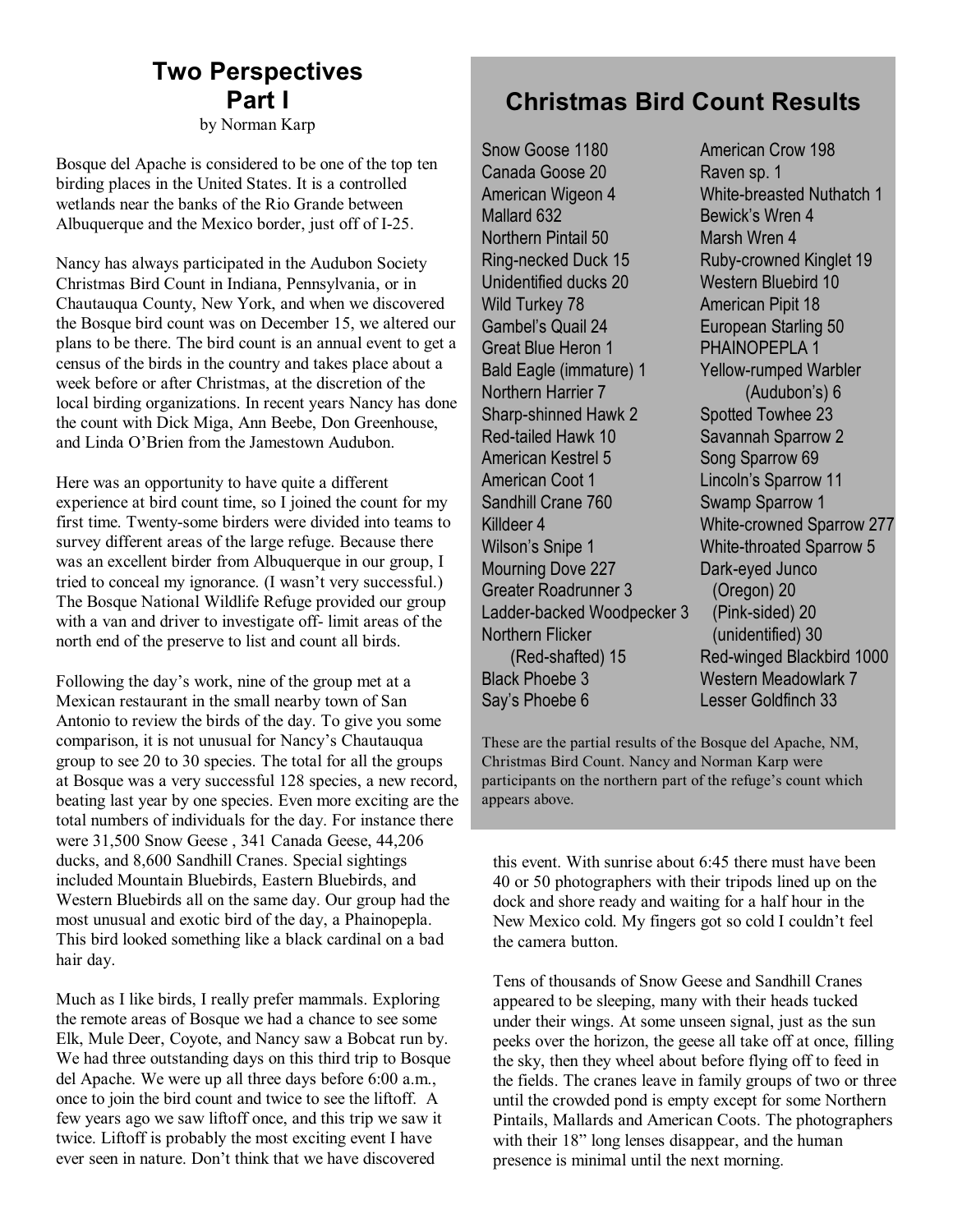## Two Perspectives Part I

by Norman Karp

Bosque del Apache is considered to be one of the top ten birding places in the United States. It is a controlled wetlands near the banks of the Rio Grande between Albuquerque and the Mexico border, just off of I-25.

Nancy has always participated in the Audubon Society Christmas Bird Count in Indiana, Pennsylvania, or in Chautauqua County, New York, and when we discovered the Bosque bird count was on December 15, we altered our plans to be there. The bird count is an annual event to get a census of the birds in the country and takes place about a week before or after Christmas, at the discretion of the local birding organizations. In recent years Nancy has done the count with Dick Miga, Ann Beebe, Don Greenhouse, and Linda O'Brien from the Jamestown Audubon.

Here was an opportunity to have quite a different experience at bird count time, so I joined the count for my first time. Twenty-some birders were divided into teams to survey different areas of the large refuge. Because there was an excellent birder from Albuquerque in our group, I tried to conceal my ignorance. (I wasn't very successful.) The Bosque National Wildlife Refuge provided our group with a van and driver to investigate off- limit areas of the north end of the preserve to list and count all birds.

Following the day's work, nine of the group met at a Mexican restaurant in the small nearby town of San Antonio to review the birds of the day. To give you some comparison, it is not unusual for Nancy's Chautauqua group to see 20 to 30 species. The total for all the groups at Bosque was a very successful 128 species, a new record, beating last year by one species. Even more exciting are the total numbers of individuals for the day. For instance there were 31,500 Snow Geese , 341 Canada Geese, 44,206 ducks, and 8,600 Sandhill Cranes. Special sightings included Mountain Bluebirds, Eastern Bluebirds, and Western Bluebirds all on the same day. Our group had the most unusual and exotic bird of the day, a Phainopepla. This bird looked something like a black cardinal on a bad hair day.

Much as I like birds, I really prefer mammals. Exploring the remote areas of Bosque we had a chance to see some Elk, Mule Deer, Coyote, and Nancy saw a Bobcat run by. We had three outstanding days on this third trip to Bosque del Apache. We were up all three days before 6:00 a.m., once to join the bird count and twice to see the liftoff. A few years ago we saw liftoff once, and this trip we saw it twice. Liftoff is probably the most exciting event I have ever seen in nature. Don't think that we have discovered this event. With sunrise about 6:45 there must have been 40 or 50 photographers with their tripods lined up on the dock and shore ready and waiting for a half hour in the New Mexico cold. My fingers got so cold I couldn't feel the camera button.

Tens of thousands of Snow Geese and Sandhill Cranes appeared to be sleeping, many with their heads tucked under their wings. At some unseen signal, just as the sun peeks over the horizon, the geese all take off at once, filling the sky, then they wheel about before flying off to feed in the fields. The cranes leave in family groups of two or three until the crowded pond is empty except for some Northern Pintails, Mallards and American Coots. The photographers with their 18" long lenses disappear, and the human presence is minimal until the next morning.

## Christmas Bird Count Results

Snow Goose 1180
Canada Goose 20
American Wigeon 4
Mallard 632
Northern Pintail 50
Ring-necked Duck 15
Unidentified ducks 20
Wild Turkey 78
Gambel's Quail 24
Great Blue Heron 1
Bald Eagle (immature) 1
Northern Harrier 7
Sharp-shinned Hawk 2
Red-tailed Hawk 10
American Kestrel 5
American Coot 1
Sandhill Crane 760
Killdeer 4
Wilson's Snipe 1
Mourning Dove 227
Greater Roadrunner 3
Ladder-backed Woodpecker 3
Northern Flicker (Red-shafted) 15
Black Phoebe 3
Say's Phoebe 6
American Crow 198
Raven sp. 1
White-breasted Nuthatch 1
Bewick's Wren 4
Marsh Wren 4
Ruby-crowned Kinglet 19
Western Bluebird 10
American Pipit 18
European Starling 50
PHAINOPEPLA 1
Yellow-rumped Warbler (Audubon's) 6
Spotted Towhee 23
Savannah Sparrow 2
Song Sparrow 69
Lincoln's Sparrow 11
Swamp Sparrow 1
White-crowned Sparrow 277
White-throated Sparrow 5
Dark-eyed Junco
  (Oregon) 20
  (Pink-sided) 20
  (unidentified) 30
Red-winged Blackbird 1000
Western Meadowlark 7
Lesser Goldfinch 33

These are the partial results of the Bosque del Apache, NM, Christmas Bird Count. Nancy and Norman Karp were participants on the northern part of the refuge's count which appears above.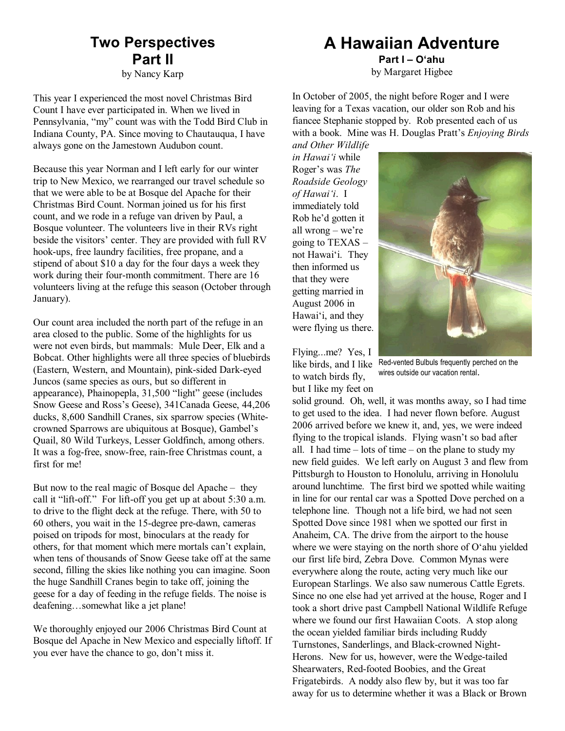# Two Perspectives Part II

by Nancy Karp

This year I experienced the most novel Christmas Bird Count I have ever participated in. When we lived in Pennsylvania, "my" count was with the Todd Bird Club in Indiana County, PA. Since moving to Chautauqua, I have always gone on the Jamestown Audubon count.

Because this year Norman and I left early for our winter trip to New Mexico, we rearranged our travel schedule so that we were able to be at Bosque del Apache for their Christmas Bird Count. Norman joined us for his first count, and we rode in a refuge van driven by Paul, a Bosque volunteer. The volunteers live in their RVs right beside the visitors' center. They are provided with full RV hook-ups, free laundry facilities, free propane, and a stipend of about $10 a day for the four days a week they work during their four-month commitment. There are 16 volunteers living at the refuge this season (October through January).

Our count area included the north part of the refuge in an area closed to the public. Some of the highlights for us were not even birds, but mammals: Mule Deer, Elk and a Bobcat. Other highlights were all three species of bluebirds (Eastern, Western, and Mountain), pink-sided Dark-eyed Juncos (same species as ours, but so different in appearance), Phainopepla, 31,500 "light" geese (includes Snow Geese and Ross's Geese), 341Canada Geese, 44,206 ducks, 8,600 Sandhill Cranes, six sparrow species (White-crowned Sparrows are ubiquitous at Bosque), Gambel's Quail, 80 Wild Turkeys, Lesser Goldfinch, among others. It was a fog-free, snow-free, rain-free Christmas count, a first for me!

But now to the real magic of Bosque del Apache – they call it "lift-off." For lift-off you get up at about 5:30 a.m. to drive to the flight deck at the refuge. There, with 50 to 60 others, you wait in the 15-degree pre-dawn, cameras poised on tripods for most, binoculars at the ready for others, for that moment which mere mortals can't explain, when tens of thousands of Snow Geese take off at the same second, filling the skies like nothing you can imagine. Soon the huge Sandhill Cranes begin to take off, joining the geese for a day of feeding in the refuge fields. The noise is deafening…somewhat like a jet plane!

We thoroughly enjoyed our 2006 Christmas Bird Count at Bosque del Apache in New Mexico and especially liftoff. If you ever have the chance to go, don't miss it.

# A Hawaiian Adventure

**Part I – O'ahu**

by Margaret Higbee

In October of 2005, the night before Roger and I were leaving for a Texas vacation, our older son Rob and his fiancee Stephanie stopped by. Rob presented each of us with a book. Mine was H. Douglas Pratt's *Enjoying Birds and Other Wildlife in Hawai'i* while Roger's was *The Roadside Geology of Hawai'i*. I immediately told Rob he'd gotten it all wrong – we're going to TEXAS – not Hawai'i. They then informed us that they were getting married in August 2006 in Hawai'i, and they were flying us there.

Red-vented Bulbuls frequently perched on the wires outside our vacation rental.

Flying...me? Yes, I like birds, and I like to watch birds fly, but I like my feet on solid ground. Oh, well, it was months away, so I had time to get used to the idea. I had never flown before. August 2006 arrived before we knew it, and, yes, we were indeed flying to the tropical islands. Flying wasn't so bad after all. I had time – lots of time – on the plane to study my new field guides. We left early on August 3 and flew from Pittsburgh to Houston to Honolulu, arriving in Honolulu around lunchtime. The first bird we spotted while waiting in line for our rental car was a Spotted Dove perched on a telephone line. Though not a life bird, we had not seen Spotted Dove since 1981 when we spotted our first in Anaheim, CA. The drive from the airport to the house where we were staying on the north shore of O'ahu yielded our first life bird, Zebra Dove. Common Mynas were everywhere along the route, acting very much like our European Starlings. We also saw numerous Cattle Egrets. Since no one else had yet arrived at the house, Roger and I took a short drive past Campbell National Wildlife Refuge where we found our first Hawaiian Coots. A stop along the ocean yielded familiar birds including Ruddy Turnstones, Sanderlings, and Black-crowned Night-Herons. New for us, however, were the Wedge-tailed Shearwaters, Red-footed Boobies, and the Great Frigatebirds. A noddy also flew by, but it was too far away for us to determine whether it was a Black or Brown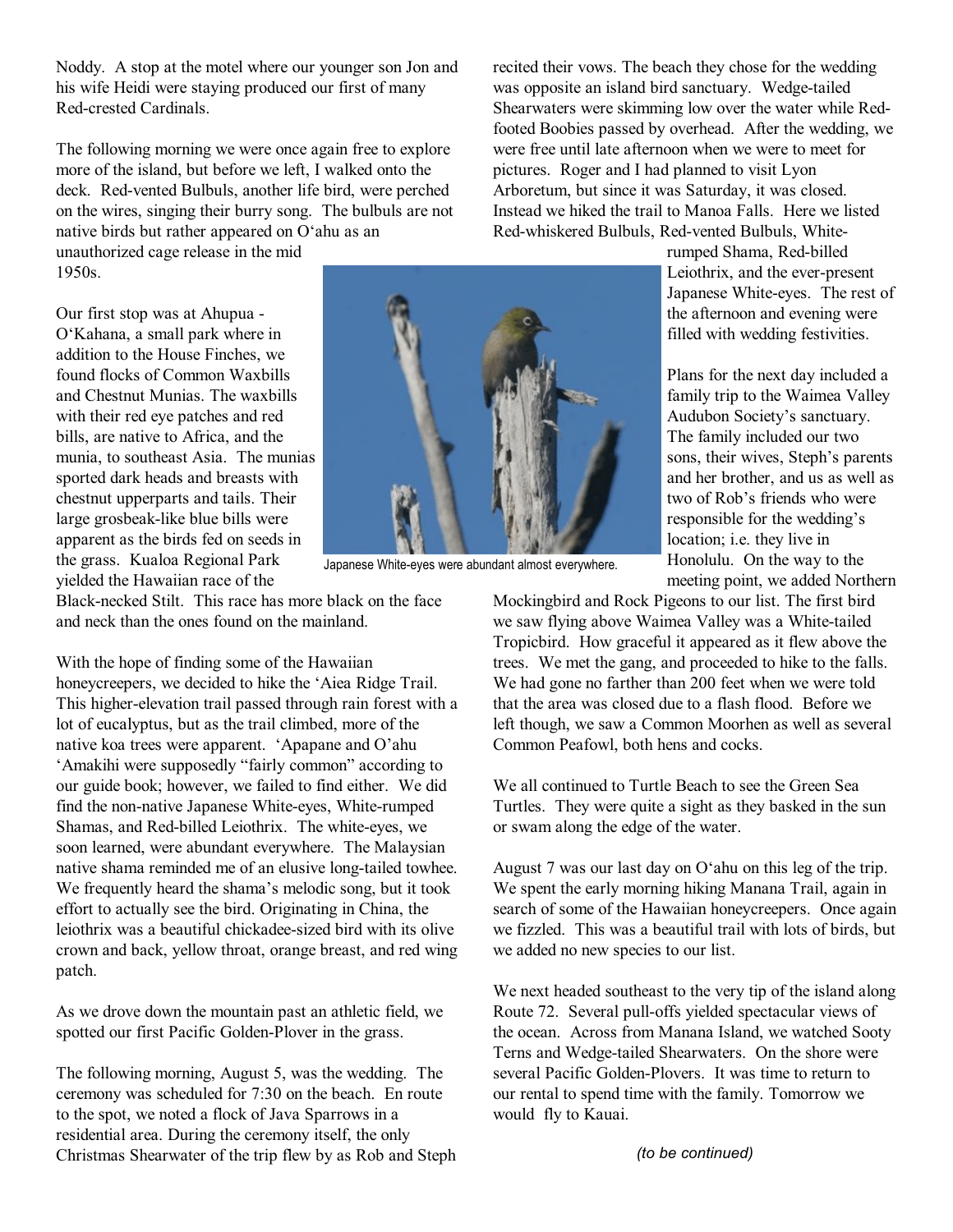Noddy. A stop at the motel where our younger son Jon and his wife Heidi were staying produced our first of many Red-crested Cardinals.

The following morning we were once again free to explore more of the island, but before we left, I walked onto the deck. Red-vented Bulbuls, another life bird, were perched on the wires, singing their burry song. The bulbuls are not native birds but rather appeared on O'ahu as an unauthorized cage release in the mid 1950s.

Our first stop was at Ahupua - O'Kahana, a small park where in addition to the House Finches, we found flocks of Common Waxbills and Chestnut Munias. The waxbills with their red eye patches and red bills, are native to Africa, and the munia, to southeast Asia. The munias sported dark heads and breasts with chestnut upperparts and tails. Their large grosbeak-like blue bills were apparent as the birds fed on seeds in the grass. Kualoa Regional Park yielded the Hawaiian race of the Black-necked Stilt. This race has more black on the face and neck than the ones found on the mainland.

Japanese White-eyes were abundant almost everywhere.

With the hope of finding some of the Hawaiian honeycreepers, we decided to hike the 'Aiea Ridge Trail. This higher-elevation trail passed through rain forest with a lot of eucalyptus, but as the trail climbed, more of the native koa trees were apparent. 'Apapane and O'ahu 'Amakihi were supposedly "fairly common" according to our guide book; however, we failed to find either. We did find the non-native Japanese White-eyes, White-rumped Shamas, and Red-billed Leiothrix. The white-eyes, we soon learned, were abundant everywhere. The Malaysian native shama reminded me of an elusive long-tailed towhee. We frequently heard the shama's melodic song, but it took effort to actually see the bird. Originating in China, the leiothrix was a beautiful chickadee-sized bird with its olive crown and back, yellow throat, orange breast, and red wing patch.

As we drove down the mountain past an athletic field, we spotted our first Pacific Golden-Plover in the grass.

The following morning, August 5, was the wedding. The ceremony was scheduled for 7:30 on the beach. En route to the spot, we noted a flock of Java Sparrows in a residential area. During the ceremony itself, the only Christmas Shearwater of the trip flew by as Rob and Steph recited their vows. The beach they chose for the wedding was opposite an island bird sanctuary. Wedge-tailed Shearwaters were skimming low over the water while Red-footed Boobies passed by overhead. After the wedding, we were free until late afternoon when we were to meet for pictures. Roger and I had planned to visit Lyon Arboretum, but since it was Saturday, it was closed. Instead we hiked the trail to Manoa Falls. Here we listed Red-whiskered Bulbuls, Red-vented Bulbuls, White-rumped Shama, Red-billed Leiothrix, and the ever-present Japanese White-eyes. The rest of the afternoon and evening were filled with wedding festivities.

Plans for the next day included a family trip to the Waimea Valley Audubon Society's sanctuary. The family included our two sons, their wives, Steph's parents and her brother, and us as well as two of Rob's friends who were responsible for the wedding's location; i.e. they live in Honolulu. On the way to the meeting point, we added Northern Mockingbird and Rock Pigeons to our list. The first bird we saw flying above Waimea Valley was a White-tailed Tropicbird. How graceful it appeared as it flew above the trees. We met the gang, and proceeded to hike to the falls. We had gone no farther than 200 feet when we were told that the area was closed due to a flash flood. Before we left though, we saw a Common Moorhen as well as several Common Peafowl, both hens and cocks.

We all continued to Turtle Beach to see the Green Sea Turtles. They were quite a sight as they basked in the sun or swam along the edge of the water.

August 7 was our last day on O'ahu on this leg of the trip. We spent the early morning hiking Manana Trail, again in search of some of the Hawaiian honeycreepers. Once again we fizzled. This was a beautiful trail with lots of birds, but we added no new species to our list.

We next headed southeast to the very tip of the island along Route 72. Several pull-offs yielded spectacular views of the ocean. Across from Manana Island, we watched Sooty Terns and Wedge-tailed Shearwaters. On the shore were several Pacific Golden-Plovers. It was time to return to our rental to spend time with the family. Tomorrow we would fly to Kauai.

*(to be continued)*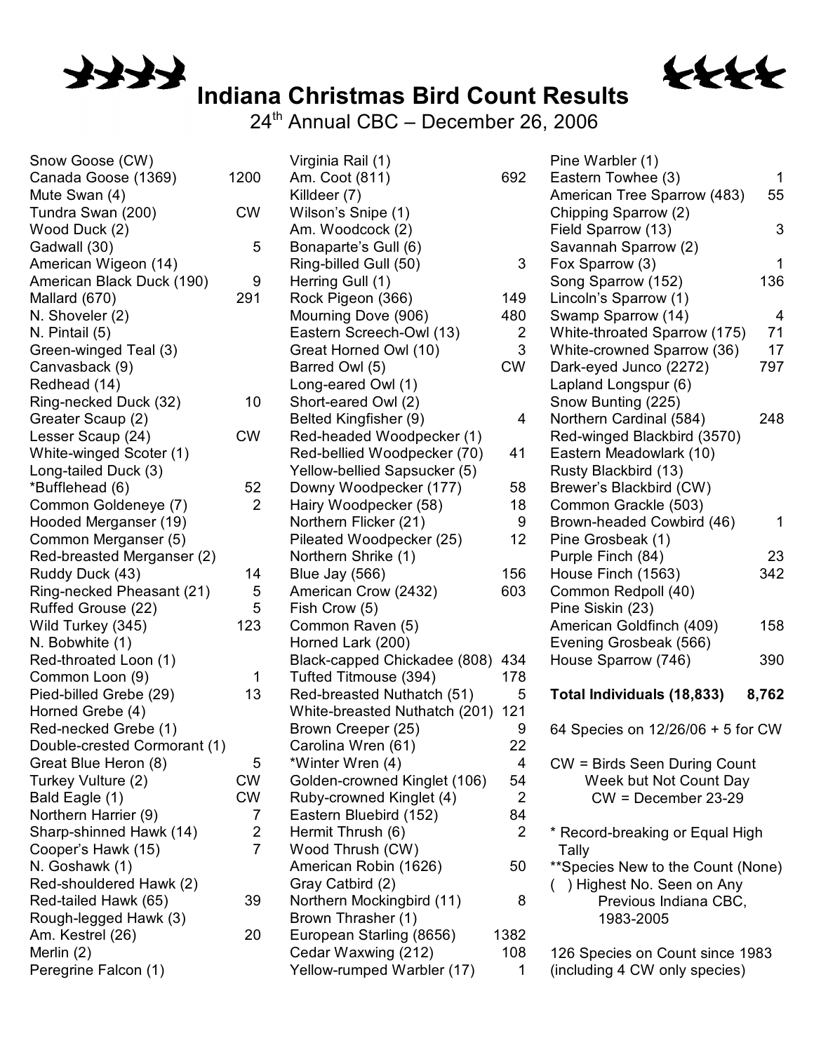# Indiana Christmas Bird Count Results

24th Annual CBC – December 26, 2006

| Species | Count |
|---|---|
| Snow Goose (CW) | |
| Canada Goose (1369) | 1200 |
| Mute Swan (4) | |
| Tundra Swan (200) | CW |
| Wood Duck (2) | |
| Gadwall (30) | 5 |
| American Wigeon (14) | |
| American Black Duck (190) | 9 |
| Mallard (670) | 291 |
| N. Shoveler (2) | |
| N. Pintail (5) | |
| Green-winged Teal (3) | |
| Canvasback (9) | |
| Redhead (14) | |
| Ring-necked Duck (32) | 10 |
| Greater Scaup (2) | |
| Lesser Scaup (24) | CW |
| White-winged Scoter (1) | |
| Long-tailed Duck (3) | |
| *Bufflehead (6) | 52 |
| Common Goldeneye (7) | 2 |
| Hooded Merganser (19) | |
| Common Merganser (5) | |
| Red-breasted Merganser (2) | |
| Ruddy Duck (43) | 14 |
| Ring-necked Pheasant (21) | 5 |
| Ruffed Grouse (22) | 5 |
| Wild Turkey (345) | 123 |
| N. Bobwhite (1) | |
| Red-throated Loon (1) | |
| Common Loon (9) | 1 |
| Pied-billed Grebe (29) | 13 |
| Horned Grebe (4) | |
| Red-necked Grebe (1) | |
| Double-crested Cormorant (1) | |
| Great Blue Heron (8) | 5 |
| Turkey Vulture (2) | CW |
| Bald Eagle (1) | CW |
| Northern Harrier (9) | 7 |
| Sharp-shinned Hawk (14) | 2 |
| Cooper's Hawk (15) | 7 |
| N. Goshawk (1) | |
| Red-shouldered Hawk (2) | |
| Red-tailed Hawk (65) | 39 |
| Rough-legged Hawk (3) | |
| Am. Kestrel (26) | 20 |
| Merlin (2) | |
| Peregrine Falcon (1) | |
| Virginia Rail (1) | |
| Am. Coot (811) | 692 |
| Killdeer (7) | |
| Wilson's Snipe (1) | |
| Am. Woodcock (2) | |
| Bonaparte's Gull (6) | |
| Ring-billed Gull (50) | 3 |
| Herring Gull (1) | |
| Rock Pigeon (366) | 149 |
| Mourning Dove (906) | 480 |
| Eastern Screech-Owl (13) | 2 |
| Great Horned Owl (10) | 3 |
| Barred Owl (5) | CW |
| Long-eared Owl (1) | |
| Short-eared Owl (2) | |
| Belted Kingfisher (9) | 4 |
| Red-headed Woodpecker (1) | |
| Red-bellied Woodpecker (70) | 41 |
| Yellow-bellied Sapsucker (5) | |
| Downy Woodpecker (177) | 58 |
| Hairy Woodpecker (58) | 18 |
| Northern Flicker (21) | 9 |
| Pileated Woodpecker (25) | 12 |
| Northern Shrike (1) | |
| Blue Jay (566) | 156 |
| American Crow (2432) | 603 |
| Fish Crow (5) | |
| Common Raven (5) | |
| Horned Lark (200) | |
| Black-capped Chickadee (808) | 434 |
| Tufted Titmouse (394) | 178 |
| Red-breasted Nuthatch (51) | 5 |
| White-breasted Nuthatch (201) | 121 |
| Brown Creeper (25) | 9 |
| Carolina Wren (61) | 22 |
| *Winter Wren (4) | 4 |
| Golden-crowned Kinglet (106) | 54 |
| Ruby-crowned Kinglet (4) | 2 |
| Eastern Bluebird (152) | 84 |
| Hermit Thrush (6) | 2 |
| Wood Thrush (CW) | |
| American Robin (1626) | 50 |
| Gray Catbird (2) | |
| Northern Mockingbird (11) | 8 |
| Brown Thrasher (1) | |
| European Starling (8656) | 1382 |
| Cedar Waxwing (212) | 108 |
| Yellow-rumped Warbler (17) | 1 |
| Pine Warbler (1) | |
| Eastern Towhee (3) | 1 |
| American Tree Sparrow (483) | 55 |
| Chipping Sparrow (2) | |
| Field Sparrow (13) | 3 |
| Savannah Sparrow (2) | |
| Fox Sparrow (3) | 1 |
| Song Sparrow (152) | 136 |
| Lincoln's Sparrow (1) | |
| Swamp Sparrow (14) | 4 |
| White-throated Sparrow (175) | 71 |
| White-crowned Sparrow (36) | 17 |
| Dark-eyed Junco (2272) | 797 |
| Lapland Longspur (6) | |
| Snow Bunting (225) | |
| Northern Cardinal (584) | 248 |
| Red-winged Blackbird (3570) | |
| Eastern Meadowlark (10) | |
| Rusty Blackbird (13) | |
| Brewer's Blackbird (CW) | |
| Common Grackle (503) | |
| Brown-headed Cowbird (46) | 1 |
| Pine Grosbeak (1) | |
| Purple Finch (84) | 23 |
| House Finch (1563) | 342 |
| Common Redpoll (40) | |
| Pine Siskin (23) | |
| American Goldfinch (409) | 158 |
| Evening Grosbeak (566) | |
| House Sparrow (746) | 390 |
| **Total Individuals (18,833)** | **8,762** |

64 Species on 12/26/06 + 5 for CW

CW = Birds Seen During Count Week but Not Count Day
CW = December 23-29

* Record-breaking or Equal High Tally

**Species New to the Count (None)

( ) Highest No. Seen on Any Previous Indiana CBC, 1983-2005

126 Species on Count since 1983 (including 4 CW only species)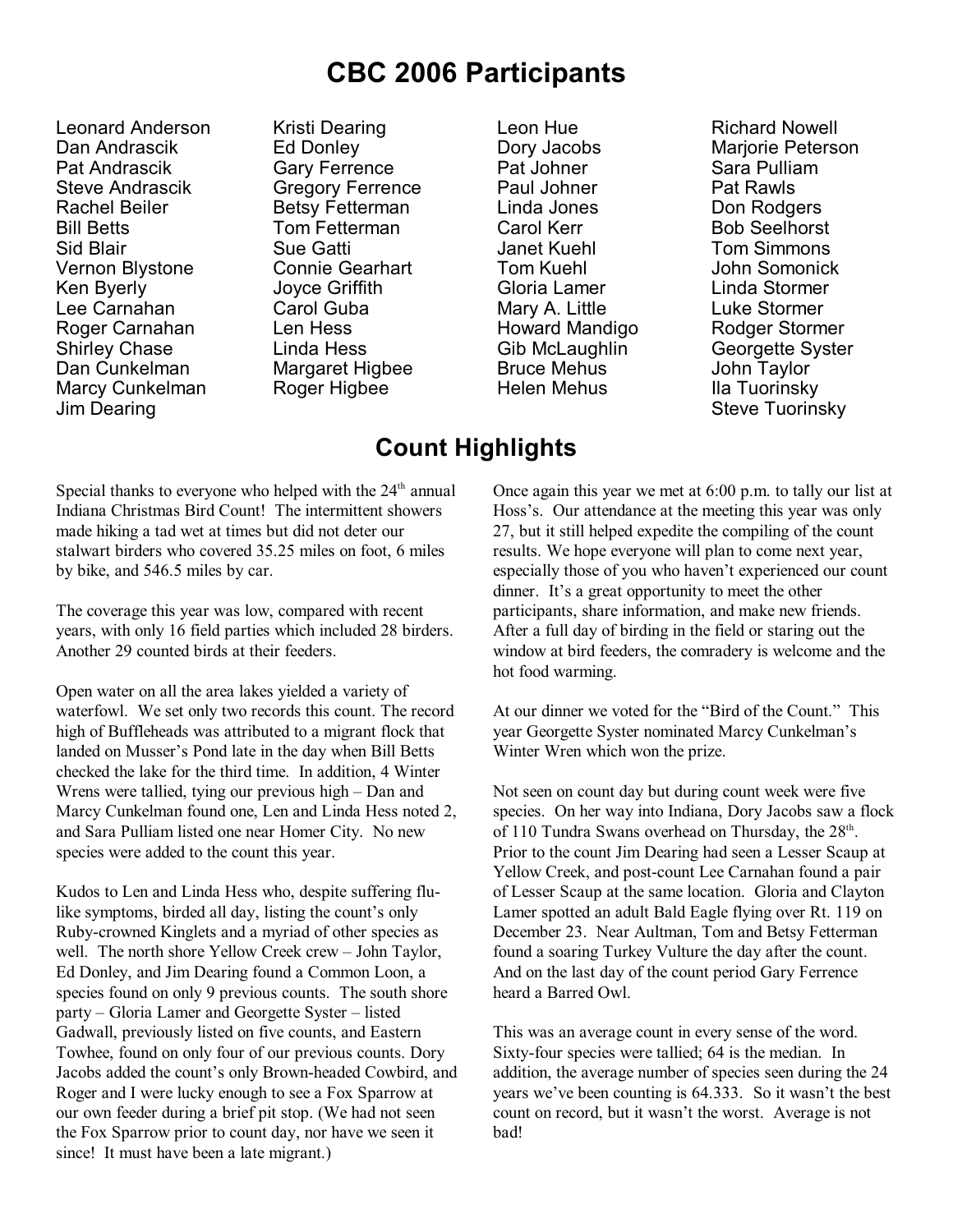# CBC 2006 Participants

Leonard Anderson
Dan Andrascik
Pat Andrascik
Steve Andrascik
Rachel Beiler
Bill Betts
Sid Blair
Vernon Blystone
Ken Byerly
Lee Carnahan
Roger Carnahan
Shirley Chase
Dan Cunkelman
Marcy Cunkelman
Jim Dearing

Kristi Dearing
Ed Donley
Gary Ferrence
Gregory Ferrence
Betsy Fetterman
Tom Fetterman
Sue Gatti
Connie Gearhart
Joyce Griffith
Carol Guba
Len Hess
Linda Hess
Margaret Higbee
Roger Higbee

Leon Hue
Dory Jacobs
Pat Johner
Paul Johner
Linda Jones
Carol Kerr
Janet Kuehl
Tom Kuehl
Gloria Lamer
Mary A. Little
Howard Mandigo
Gib McLaughlin
Bruce Mehus
Helen Mehus

Richard Nowell
Marjorie Peterson
Sara Pulliam
Pat Rawls
Don Rodgers
Bob Seelhorst
Tom Simmons
John Somonick
Linda Stormer
Luke Stormer
Rodger Stormer
Georgette Syster
John Taylor
Ila Tuorinsky
Steve Tuorinsky

## Count Highlights

Special thanks to everyone who helped with the 24th annual Indiana Christmas Bird Count! The intermittent showers made hiking a tad wet at times but did not deter our stalwart birders who covered 35.25 miles on foot, 6 miles by bike, and 546.5 miles by car.

The coverage this year was low, compared with recent years, with only 16 field parties which included 28 birders. Another 29 counted birds at their feeders.

Open water on all the area lakes yielded a variety of waterfowl. We set only two records this count. The record high of Buffleheads was attributed to a migrant flock that landed on Musser's Pond late in the day when Bill Betts checked the lake for the third time. In addition, 4 Winter Wrens were tallied, tying our previous high – Dan and Marcy Cunkelman found one, Len and Linda Hess noted 2, and Sara Pulliam listed one near Homer City. No new species were added to the count this year.

Kudos to Len and Linda Hess who, despite suffering flu-like symptoms, birded all day, listing the count's only Ruby-crowned Kinglets and a myriad of other species as well. The north shore Yellow Creek crew – John Taylor, Ed Donley, and Jim Dearing found a Common Loon, a species found on only 9 previous counts. The south shore party – Gloria Lamer and Georgette Syster – listed Gadwall, previously listed on five counts, and Eastern Towhee, found on only four of our previous counts. Dory Jacobs added the count's only Brown-headed Cowbird, and Roger and I were lucky enough to see a Fox Sparrow at our own feeder during a brief pit stop. (We had not seen the Fox Sparrow prior to count day, nor have we seen it since! It must have been a late migrant.)

Once again this year we met at 6:00 p.m. to tally our list at Hoss's. Our attendance at the meeting this year was only 27, but it still helped expedite the compiling of the count results. We hope everyone will plan to come next year, especially those of you who haven't experienced our count dinner. It's a great opportunity to meet the other participants, share information, and make new friends. After a full day of birding in the field or staring out the window at bird feeders, the comradery is welcome and the hot food warming.

At our dinner we voted for the "Bird of the Count." This year Georgette Syster nominated Marcy Cunkelman's Winter Wren which won the prize.

Not seen on count day but during count week were five species. On her way into Indiana, Dory Jacobs saw a flock of 110 Tundra Swans overhead on Thursday, the 28th. Prior to the count Jim Dearing had seen a Lesser Scaup at Yellow Creek, and post-count Lee Carnahan found a pair of Lesser Scaup at the same location. Gloria and Clayton Lamer spotted an adult Bald Eagle flying over Rt. 119 on December 23. Near Aultman, Tom and Betsy Fetterman found a soaring Turkey Vulture the day after the count. And on the last day of the count period Gary Ferrence heard a Barred Owl.

This was an average count in every sense of the word. Sixty-four species were tallied; 64 is the median. In addition, the average number of species seen during the 24 years we've been counting is 64.333. So it wasn't the best count on record, but it wasn't the worst. Average is not bad!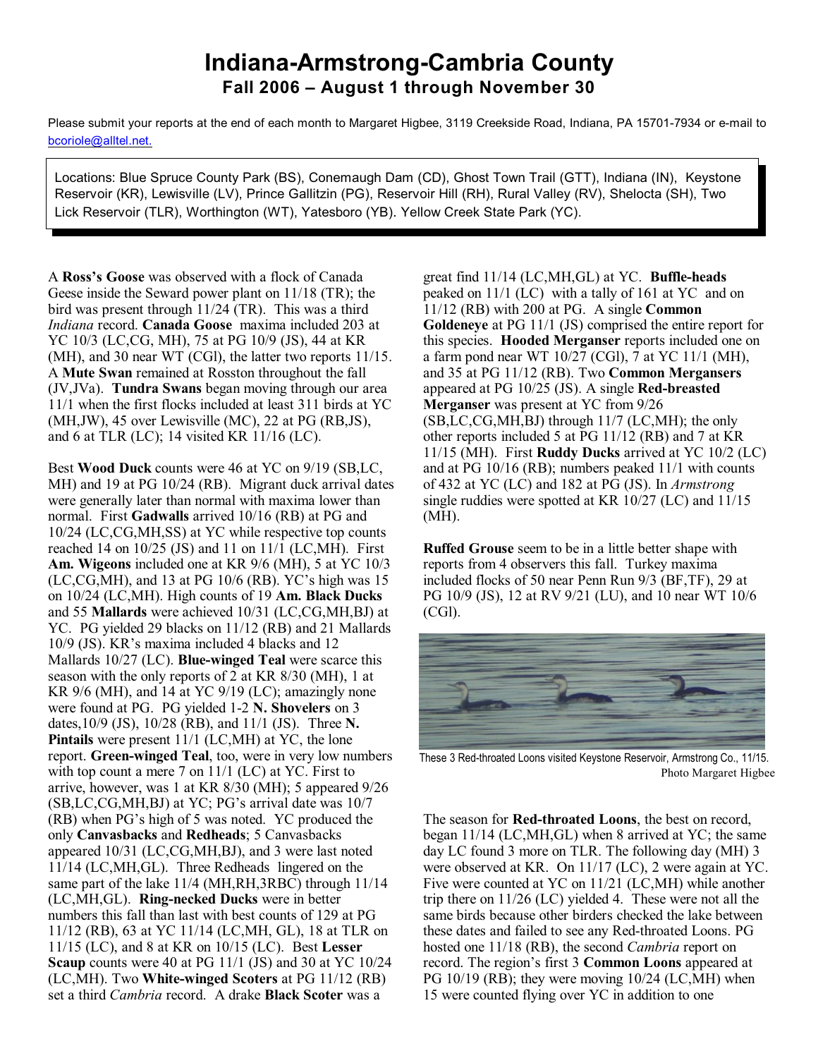# Indiana-Armstrong-Cambria County

## Fall 2006 – August 1 through November 30

Please submit your reports at the end of each month to Margaret Higbee, 3119 Creekside Road, Indiana, PA 15701-7934 or e-mail to bcoriole@alltel.net.

Locations: Blue Spruce County Park (BS), Conemaugh Dam (CD), Ghost Town Trail (GTT), Indiana (IN), Keystone Reservoir (KR), Lewisville (LV), Prince Gallitzin (PG), Reservoir Hill (RH), Rural Valley (RV), Shelocta (SH), Two Lick Reservoir (TLR), Worthington (WT), Yatesboro (YB). Yellow Creek State Park (YC).

A **Ross's Goose** was observed with a flock of Canada Geese inside the Seward power plant on 11/18 (TR); the bird was present through 11/24 (TR). This was a third *Indiana* record. **Canada Goose** maxima included 203 at YC 10/3 (LC,CG, MH), 75 at PG 10/9 (JS), 44 at KR (MH), and 30 near WT (CGl), the latter two reports 11/15. A **Mute Swan** remained at Rosston throughout the fall (JV,JVa). **Tundra Swans** began moving through our area 11/1 when the first flocks included at least 311 birds at YC (MH,JW), 45 over Lewisville (MC), 22 at PG (RB,JS), and 6 at TLR (LC); 14 visited KR 11/16 (LC).

Best **Wood Duck** counts were 46 at YC on 9/19 (SB,LC, MH) and 19 at PG 10/24 (RB). Migrant duck arrival dates were generally later than normal with maxima lower than normal. First **Gadwalls** arrived 10/16 (RB) at PG and 10/24 (LC,CG,MH,SS) at YC while respective top counts reached 14 on 10/25 (JS) and 11 on 11/1 (LC,MH). First **Am. Wigeons** included one at KR 9/6 (MH), 5 at YC 10/3 (LC,CG,MH), and 13 at PG 10/6 (RB). YC's high was 15 on 10/24 (LC,MH). High counts of 19 **Am. Black Ducks** and 55 **Mallards** were achieved 10/31 (LC,CG,MH,BJ) at YC. PG yielded 29 blacks on 11/12 (RB) and 21 Mallards 10/9 (JS). KR's maxima included 4 blacks and 12 Mallards 10/27 (LC). **Blue-winged Teal** were scarce this season with the only reports of 2 at KR 8/30 (MH), 1 at KR 9/6 (MH), and 14 at YC 9/19 (LC); amazingly none were found at PG. PG yielded 1-2 **N. Shovelers** on 3 dates,10/9 (JS), 10/28 (RB), and 11/1 (JS). Three **N. Pintails** were present 11/1 (LC,MH) at YC, the lone report. **Green-winged Teal**, too, were in very low numbers with top count a mere 7 on 11/1 (LC) at YC. First to arrive, however, was 1 at KR 8/30 (MH); 5 appeared 9/26 (SB,LC,CG,MH,BJ) at YC; PG's arrival date was 10/7 (RB) when PG's high of 5 was noted. YC produced the only **Canvasbacks** and **Redheads**; 5 Canvasbacks appeared 10/31 (LC,CG,MH,BJ), and 3 were last noted 11/14 (LC,MH,GL). Three Redheads lingered on the same part of the lake 11/4 (MH,RH,3RBC) through 11/14 (LC,MH,GL). **Ring-necked Ducks** were in better numbers this fall than last with best counts of 129 at PG 11/12 (RB), 63 at YC 11/14 (LC,MH, GL), 18 at TLR on 11/15 (LC), and 8 at KR on 10/15 (LC). Best **Lesser Scaup** counts were 40 at PG 11/1 (JS) and 30 at YC 10/24 (LC,MH). Two **White-winged Scoters** at PG 11/12 (RB) set a third *Cambria* record. A drake **Black Scoter** was a great find 11/14 (LC,MH,GL) at YC. **Buffle-heads** peaked on 11/1 (LC) with a tally of 161 at YC and on 11/12 (RB) with 200 at PG. A single **Common Goldeneye** at PG 11/1 (JS) comprised the entire report for this species. **Hooded Merganser** reports included one on a farm pond near WT 10/27 (CGl), 7 at YC 11/1 (MH), and 35 at PG 11/12 (RB). Two **Common Mergansers** appeared at PG 10/25 (JS). A single **Red-breasted Merganser** was present at YC from 9/26 (SB,LC,CG,MH,BJ) through 11/7 (LC,MH); the only other reports included 5 at PG 11/12 (RB) and 7 at KR 11/15 (MH). First **Ruddy Ducks** arrived at YC 10/2 (LC) and at PG 10/16 (RB); numbers peaked 11/1 with counts of 432 at YC (LC) and 182 at PG (JS). In *Armstrong* single ruddies were spotted at KR 10/27 (LC) and 11/15 (MH).

**Ruffed Grouse** seem to be in a little better shape with reports from 4 observers this fall. Turkey maxima included flocks of 50 near Penn Run 9/3 (BF,TF), 29 at PG 10/9 (JS), 12 at RV 9/21 (LU), and 10 near WT 10/6 (CGl).

These 3 Red-throated Loons visited Keystone Reservoir, Armstrong Co., 11/15. Photo Margaret Higbee

The season for **Red-throated Loons**, the best on record, began 11/14 (LC,MH,GL) when 8 arrived at YC; the same day LC found 3 more on TLR. The following day (MH) 3 were observed at KR. On 11/17 (LC), 2 were again at YC. Five were counted at YC on 11/21 (LC,MH) while another trip there on 11/26 (LC) yielded 4. These were not all the same birds because other birders checked the lake between these dates and failed to see any Red-throated Loons. PG hosted one 11/18 (RB), the second *Cambria* report on record. The region's first 3 **Common Loons** appeared at PG 10/19 (RB); they were moving 10/24 (LC,MH) when 15 were counted flying over YC in addition to one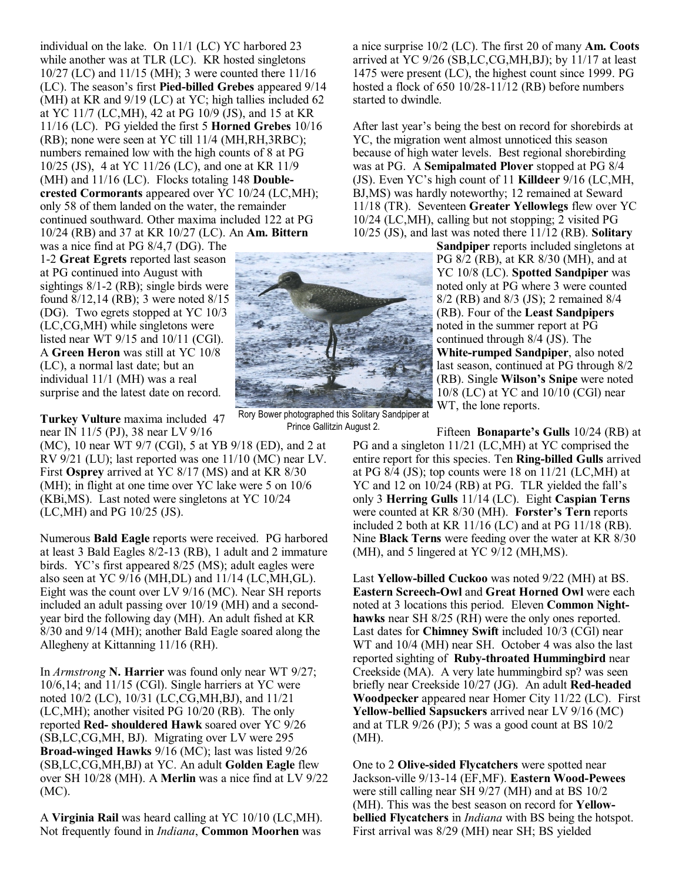individual on the lake. On 11/1 (LC) YC harbored 23 while another was at TLR (LC). KR hosted singletons 10/27 (LC) and 11/15 (MH); 3 were counted there 11/16 (LC). The season's first **Pied-billed Grebes** appeared 9/14 (MH) at KR and 9/19 (LC) at YC; high tallies included 62 at YC 11/7 (LC,MH), 42 at PG 10/9 (JS), and 15 at KR 11/16 (LC). PG yielded the first 5 **Horned Grebes** 10/16 (RB); none were seen at YC till 11/4 (MH,RH,3RBC); numbers remained low with the high counts of 8 at PG 10/25 (JS), 4 at YC 11/26 (LC), and one at KR 11/9 (MH) and 11/16 (LC). Flocks totaling 148 **Double-crested Cormorants** appeared over YC 10/24 (LC,MH); only 58 of them landed on the water, the remainder continued southward. Other maxima included 122 at PG 10/24 (RB) and 37 at KR 10/27 (LC). An **Am. Bittern** was a nice find at PG 8/4,7 (DG). The 1-2 **Great Egrets** reported last season at PG continued into August with sightings 8/1-2 (RB); single birds were found 8/12,14 (RB); 3 were noted 8/15 (DG). Two egrets stopped at YC 10/3 (LC,CG,MH) while singletons were listed near WT 9/15 and 10/11 (CGl). A **Green Heron** was still at YC 10/8 (LC), a normal last date; but an individual 11/1 (MH) was a real surprise and the latest date on record.

Rory Bower photographed this Solitary Sandpiper at Prince Gallitzin August 2.

**Turkey Vulture** maxima included 47 near IN 11/5 (PJ), 38 near LV 9/16 (MC), 10 near WT 9/7 (CGl), 5 at YB 9/18 (ED), and 2 at RV 9/21 (LU); last reported was one 11/10 (MC) near LV. First **Osprey** arrived at YC 8/17 (MS) and at KR 8/30 (MH); in flight at one time over YC lake were 5 on 10/6 (KBi,MS). Last noted were singletons at YC 10/24 (LC,MH) and PG 10/25 (JS).

Numerous **Bald Eagle** reports were received. PG harbored at least 3 Bald Eagles 8/2-13 (RB), 1 adult and 2 immature birds. YC's first appeared 8/25 (MS); adult eagles were also seen at YC 9/16 (MH,DL) and 11/14 (LC,MH,GL). Eight was the count over LV 9/16 (MC). Near SH reports included an adult passing over 10/19 (MH) and a second-year bird the following day (MH). An adult fished at KR 8/30 and 9/14 (MH); another Bald Eagle soared along the Allegheny at Kittanning 11/16 (RH).

In *Armstrong* **N. Harrier** was found only near WT 9/27; 10/6,14; and 11/15 (CGl). Single harriers at YC were noted 10/2 (LC), 10/31 (LC,CG,MH,BJ), and 11/21 (LC,MH); another visited PG 10/20 (RB). The only reported **Red- shouldered Hawk** soared over YC 9/26 (SB,LC,CG,MH, BJ). Migrating over LV were 295 **Broad-winged Hawks** 9/16 (MC); last was listed 9/26 (SB,LC,CG,MH,BJ) at YC. An adult **Golden Eagle** flew over SH 10/28 (MH). A **Merlin** was a nice find at LV 9/22 (MC).

A **Virginia Rail** was heard calling at YC 10/10 (LC,MH). Not frequently found in *Indiana*, **Common Moorhen** was a nice surprise 10/2 (LC). The first 20 of many **Am. Coots** arrived at YC 9/26 (SB,LC,CG,MH,BJ); by 11/17 at least 1475 were present (LC), the highest count since 1999. PG hosted a flock of 650 10/28-11/12 (RB) before numbers started to dwindle.

After last year's being the best on record for shorebirds at YC, the migration went almost unnoticed this season because of high water levels. Best regional shorebirding was at PG. A **Semipalmated Plover** stopped at PG 8/4 (JS). Even YC's high count of 11 **Killdeer** 9/16 (LC,MH, BJ,MS) was hardly noteworthy; 12 remained at Seward 11/18 (TR). Seventeen **Greater Yellowlegs** flew over YC 10/24 (LC,MH), calling but not stopping; 2 visited PG 10/25 (JS), and last was noted there 11/12 (RB). **Solitary Sandpiper** reports included singletons at PG 8/2 (RB), at KR 8/30 (MH), and at YC 10/8 (LC). **Spotted Sandpiper** was noted only at PG where 3 were counted 8/2 (RB) and 8/3 (JS); 2 remained 8/4 (RB). Four of the **Least Sandpipers** noted in the summer report at PG continued through 8/4 (JS). The **White-rumped Sandpiper**, also noted last season, continued at PG through 8/2 (RB). Single **Wilson's Snipe** were noted 10/8 (LC) at YC and 10/10 (CGl) near WT, the lone reports.

Fifteen **Bonaparte's Gulls** 10/24 (RB) at PG and a singleton 11/21 (LC,MH) at YC comprised the entire report for this species. Ten **Ring-billed Gulls** arrived at PG 8/4 (JS); top counts were 18 on 11/21 (LC,MH) at YC and 12 on 10/24 (RB) at PG. TLR yielded the fall's only 3 **Herring Gulls** 11/14 (LC). Eight **Caspian Terns** were counted at KR 8/30 (MH). **Forster's Tern** reports included 2 both at KR 11/16 (LC) and at PG 11/18 (RB). Nine **Black Terns** were feeding over the water at KR 8/30 (MH), and 5 lingered at YC 9/12 (MH,MS).

Last **Yellow-billed Cuckoo** was noted 9/22 (MH) at BS. **Eastern Screech-Owl** and **Great Horned Owl** were each noted at 3 locations this period. Eleven **Common Night-hawks** near SH 8/25 (RH) were the only ones reported. Last dates for **Chimney Swift** included 10/3 (CGl) near WT and 10/4 (MH) near SH. October 4 was also the last reported sighting of **Ruby-throated Hummingbird** near Creekside (MA). A very late hummingbird sp? was seen briefly near Creekside 10/27 (JG). An adult **Red-headed Woodpecker** appeared near Homer City 11/22 (LC). First **Yellow-bellied Sapsuckers** arrived near LV 9/16 (MC) and at TLR 9/26 (PJ); 5 was a good count at BS 10/2 (MH).

One to 2 **Olive-sided Flycatchers** were spotted near Jackson-ville 9/13-14 (EF,MF). **Eastern Wood-Pewees** were still calling near SH 9/27 (MH) and at BS 10/2 (MH). This was the best season on record for **Yellow-bellied Flycatchers** in *Indiana* with BS being the hotspot. First arrival was 8/29 (MH) near SH; BS yielded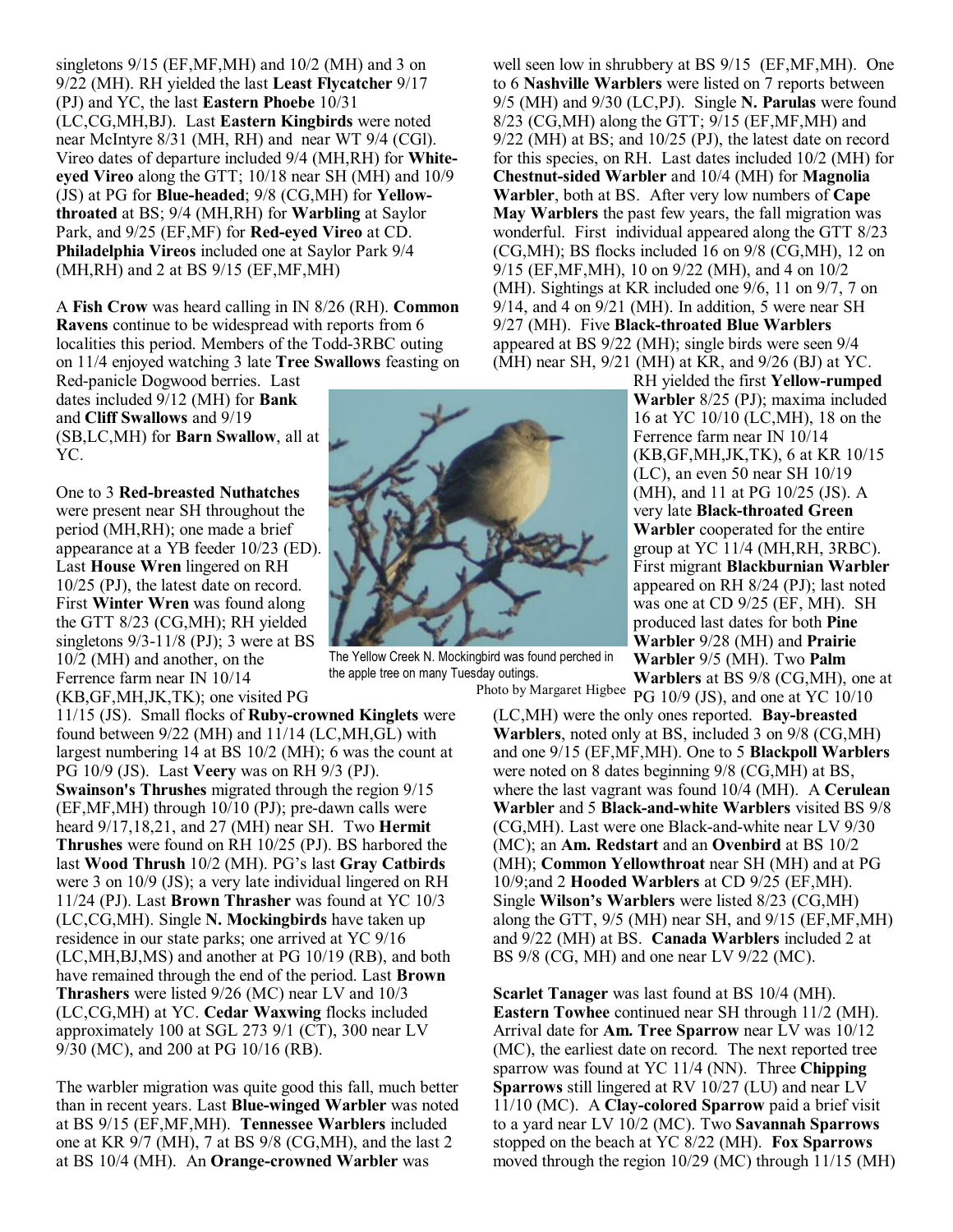singletons 9/15 (EF,MF,MH) and 10/2 (MH) and 3 on 9/22 (MH). RH yielded the last **Least Flycatcher** 9/17 (PJ) and YC, the last **Eastern Phoebe** 10/31 (LC,CG,MH,BJ). Last **Eastern Kingbirds** were noted near McIntyre 8/31 (MH, RH) and near WT 9/4 (CGl). Vireo dates of departure included 9/4 (MH,RH) for **White-eyed Vireo** along the GTT; 10/18 near SH (MH) and 10/9 (JS) at PG for **Blue-headed**; 9/8 (CG,MH) for **Yellow-throated** at BS; 9/4 (MH,RH) for **Warbling** at Saylor Park, and 9/25 (EF,MF) for **Red-eyed Vireo** at CD. **Philadelphia Vireos** included one at Saylor Park 9/4 (MH,RH) and 2 at BS 9/15 (EF,MF,MH)

A **Fish Crow** was heard calling in IN 8/26 (RH). **Common Ravens** continue to be widespread with reports from 6 localities this period. Members of the Todd-3RBC outing on 11/4 enjoyed watching 3 late **Tree Swallows** feasting on Red-panicle Dogwood berries. Last dates included 9/12 (MH) for **Bank** and **Cliff Swallows** and 9/19 (SB,LC,MH) for **Barn Swallow**, all at YC.

One to 3 **Red-breasted Nuthatches** were present near SH throughout the period (MH,RH); one made a brief appearance at a YB feeder 10/23 (ED). Last **House Wren** lingered on RH 10/25 (PJ), the latest date on record. First **Winter Wren** was found along the GTT 8/23 (CG,MH); RH yielded singletons 9/3-11/8 (PJ); 3 were at BS 10/2 (MH) and another, on the Ferrence farm near IN 10/14 (KB,GF,MH,JK,TK); one visited PG 11/15 (JS). Small flocks of **Ruby-crowned Kinglets** were found between 9/22 (MH) and 11/14 (LC,MH,GL) with largest numbering 14 at BS 10/2 (MH); 6 was the count at PG 10/9 (JS). Last **Veery** was on RH 9/3 (PJ). **Swainson's Thrushes** migrated through the region 9/15 (EF,MF,MH) through 10/10 (PJ); pre-dawn calls were heard 9/17,18,21, and 27 (MH) near SH. Two **Hermit Thrushes** were found on RH 10/25 (PJ). BS harbored the last **Wood Thrush** 10/2 (MH). PG's last **Gray Catbirds** were 3 on 10/9 (JS); a very late individual lingered on RH 11/24 (PJ). Last **Brown Thrasher** was found at YC 10/3 (LC,CG,MH). Single **N. Mockingbirds** have taken up residence in our state parks; one arrived at YC 9/16 (LC,MH,BJ,MS) and another at PG 10/19 (RB), and both have remained through the end of the period. Last **Brown Thrashers** were listed 9/26 (MC) near LV and 10/3 (LC,CG,MH) at YC. **Cedar Waxwing** flocks included approximately 100 at SGL 273 9/1 (CT), 300 near LV 9/30 (MC), and 200 at PG 10/16 (RB).

The Yellow Creek N. Mockingbird was found perched in the apple tree on many Tuesday outings.
Photo by Margaret Higbee

The warbler migration was quite good this fall, much better than in recent years. Last **Blue-winged Warbler** was noted at BS 9/15 (EF,MF,MH). **Tennessee Warblers** included one at KR 9/7 (MH), 7 at BS 9/8 (CG,MH), and the last 2 at BS 10/4 (MH). An **Orange-crowned Warbler** was well seen low in shrubbery at BS 9/15 (EF,MF,MH). One to 6 **Nashville Warblers** were listed on 7 reports between 9/5 (MH) and 9/30 (LC,PJ). Single **N. Parulas** were found 8/23 (CG,MH) along the GTT; 9/15 (EF,MF,MH) and 9/22 (MH) at BS; and 10/25 (PJ), the latest date on record for this species, on RH. Last dates included 10/2 (MH) for **Chestnut-sided Warbler** and 10/4 (MH) for **Magnolia Warbler**, both at BS. After very low numbers of **Cape May Warblers** the past few years, the fall migration was wonderful. First individual appeared along the GTT 8/23 (CG,MH); BS flocks included 16 on 9/8 (CG,MH), 12 on 9/15 (EF,MF,MH), 10 on 9/22 (MH), and 4 on 10/2 (MH). Sightings at KR included one 9/6, 11 on 9/7, 7 on 9/14, and 4 on 9/21 (MH). In addition, 5 were near SH 9/27 (MH). Five **Black-throated Blue Warblers** appeared at BS 9/22 (MH); single birds were seen 9/4 (MH) near SH, 9/21 (MH) at KR, and 9/26 (BJ) at YC. RH yielded the first **Yellow-rumped Warbler** 8/25 (PJ); maxima included 16 at YC 10/10 (LC,MH), 18 on the Ferrence farm near IN 10/14 (KB,GF,MH,JK,TK), 6 at KR 10/15 (LC), an even 50 near SH 10/19 (MH), and 11 at PG 10/25 (JS). A very late **Black-throated Green Warbler** cooperated for the entire group at YC 11/4 (MH,RH, 3RBC). First migrant **Blackburnian Warbler** appeared on RH 8/24 (PJ); last noted was one at CD 9/25 (EF, MH). SH produced last dates for both **Pine Warbler** 9/28 (MH) and **Prairie Warbler** 9/5 (MH). Two **Palm Warblers** at BS 9/8 (CG,MH), one at PG 10/9 (JS), and one at YC 10/10 (LC,MH) were the only ones reported. **Bay-breasted Warblers**, noted only at BS, included 3 on 9/8 (CG,MH) and one 9/15 (EF,MF,MH). One to 5 **Blackpoll Warblers** were noted on 8 dates beginning 9/8 (CG,MH) at BS, where the last vagrant was found 10/4 (MH). A **Cerulean Warbler** and 5 **Black-and-white Warblers** visited BS 9/8 (CG,MH). Last were one Black-and-white near LV 9/30 (MC); an **Am. Redstart** and an **Ovenbird** at BS 10/2 (MH); **Common Yellowthroat** near SH (MH) and at PG 10/9;and 2 **Hooded Warblers** at CD 9/25 (EF,MH). Single **Wilson's Warblers** were listed 8/23 (CG,MH) along the GTT, 9/5 (MH) near SH, and 9/15 (EF,MF,MH) and 9/22 (MH) at BS. **Canada Warblers** included 2 at BS 9/8 (CG, MH) and one near LV 9/22 (MC).

**Scarlet Tanager** was last found at BS 10/4 (MH). **Eastern Towhee** continued near SH through 11/2 (MH). Arrival date for **Am. Tree Sparrow** near LV was 10/12 (MC), the earliest date on record. The next reported tree sparrow was found at YC 11/4 (NN). Three **Chipping Sparrows** still lingered at RV 10/27 (LU) and near LV 11/10 (MC). A **Clay-colored Sparrow** paid a brief visit to a yard near LV 10/2 (MC). Two **Savannah Sparrows** stopped on the beach at YC 8/22 (MH). **Fox Sparrows** moved through the region 10/29 (MC) through 11/15 (MH)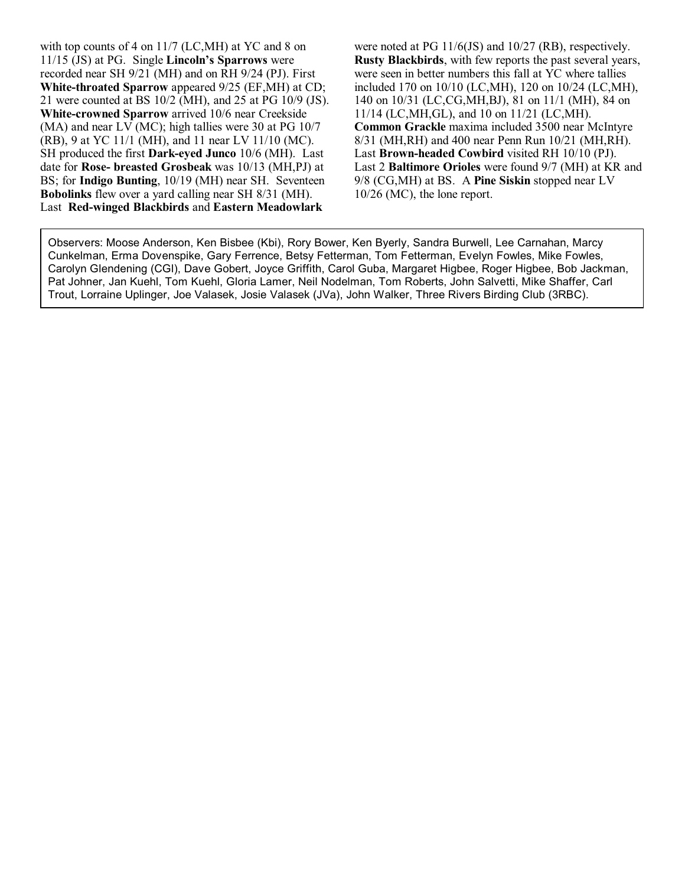with top counts of 4 on 11/7 (LC,MH) at YC and 8 on 11/15 (JS) at PG. Single **Lincoln's Sparrows** were recorded near SH 9/21 (MH) and on RH 9/24 (PJ). First **White-throated Sparrow** appeared 9/25 (EF,MH) at CD; 21 were counted at BS 10/2 (MH), and 25 at PG 10/9 (JS). **White-crowned Sparrow** arrived 10/6 near Creekside (MA) and near LV (MC); high tallies were 30 at PG 10/7 (RB), 9 at YC 11/1 (MH), and 11 near LV 11/10 (MC). SH produced the first **Dark-eyed Junco** 10/6 (MH). Last date for **Rose- breasted Grosbeak** was 10/13 (MH,PJ) at BS; for **Indigo Bunting**, 10/19 (MH) near SH. Seventeen **Bobolinks** flew over a yard calling near SH 8/31 (MH). Last **Red-winged Blackbirds** and **Eastern Meadowlark** were noted at PG 11/6(JS) and 10/27 (RB), respectively. **Rusty Blackbirds**, with few reports the past several years, were seen in better numbers this fall at YC where tallies included 170 on 10/10 (LC,MH), 120 on 10/24 (LC,MH), 140 on 10/31 (LC,CG,MH,BJ), 81 on 11/1 (MH), 84 on 11/14 (LC,MH,GL), and 10 on 11/21 (LC,MH). **Common Grackle** maxima included 3500 near McIntyre 8/31 (MH,RH) and 400 near Penn Run 10/21 (MH,RH). Last **Brown-headed Cowbird** visited RH 10/10 (PJ). Last 2 **Baltimore Orioles** were found 9/7 (MH) at KR and 9/8 (CG,MH) at BS. A **Pine Siskin** stopped near LV 10/26 (MC), the lone report.

Observers: Moose Anderson, Ken Bisbee (Kbi), Rory Bower, Ken Byerly, Sandra Burwell, Lee Carnahan, Marcy Cunkelman, Erma Dovenspike, Gary Ferrence, Betsy Fetterman, Tom Fetterman, Evelyn Fowles, Mike Fowles, Carolyn Glendening (CGl), Dave Gobert, Joyce Griffith, Carol Guba, Margaret Higbee, Roger Higbee, Bob Jackman, Pat Johner, Jan Kuehl, Tom Kuehl, Gloria Lamer, Neil Nodelman, Tom Roberts, John Salvetti, Mike Shaffer, Carl Trout, Lorraine Uplinger, Joe Valasek, Josie Valasek (JVa), John Walker, Three Rivers Birding Club (3RBC).